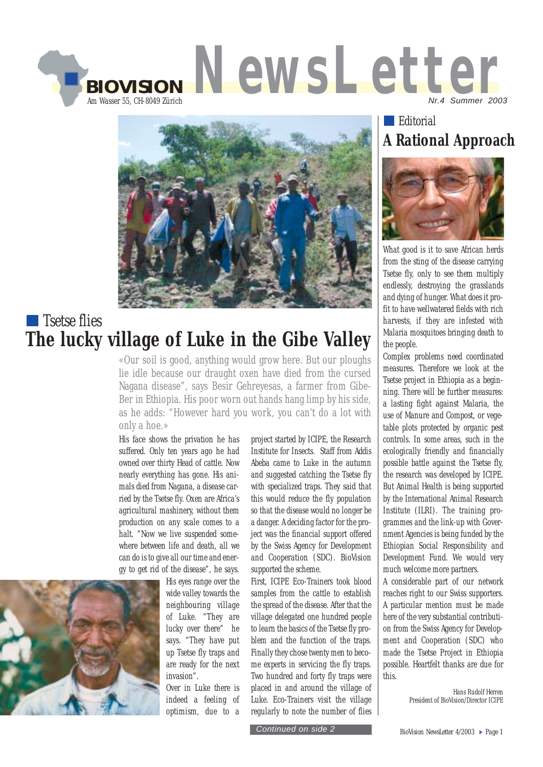# BIOVISION NewsLetter

Am Wasser 55, CH-8049 Zürich

Nr.4 Summer 2003

## Tsetse flies

# The lucky village of Luke in the Gibe Valley

«Our soil is good, anything would grow here. But our ploughs lie idle because our draught oxen have died from the cursed Nagana disease", says Besir Gehreyesas, a farmer from Gibe-Ber in Ethiopia. His poor worn out hands hang limp by his side, as he adds: "However hard you work, you can't do a lot with only a hoe.»

His face shows the privation he has suffered. Only ten years ago he had owned over thirty Head of cattle. Now nearly everything has gone. His animals died from Nagana, a disease carried by the Tsetse fly. Oxen are Africa's agricultural mashinery, without them production on any scale comes to a halt. "Now we live suspended somewhere between life and death, all we can do is to give all our time and energy to get rid of the disease", he says.

His eyes range over the wide valley towards the neighbouring village of Luke. "They are lucky over there" he says. "They have put up Tsetse fly traps and are ready for the next invasion".

Over in Luke there is indeed a feeling of optimism, due to a project started by ICIPE, the Research Institute for Insects. Staff from Addis Abeba came to Luke in the autumn and suggested catching the Tsetse fly with specialized traps. They said that this would reduce the fly population so that the disease would no longer be a danger. A deciding factor for the project was the financial support offered by the Swiss Agency for Development and Cooperation (SDC). BioVision supported the scheme.

First, ICIPE Eco-Trainers took blood samples from the cattle to establish the spread of the disease. After that the village delegated one hundred people to learn the basics of the Tsetse fly problem and the function of the traps. Finally they chose twenty men to become experts in servicing the fly traps. Two hundred and forty fly traps were placed in and around the village of Luke. Eco-Trainers visit the village regularly to note the number of flies

Continued on side 2

## Editorial

# A Rational Approach

What good is it to save African herds from the sting of the disease carrying Tsetse fly, only to see them multiply endlessly, destroying the grasslands and dying of hunger. What does it profit to have wellwatered fields with rich harvests, if they are infested with Malaria mosquitoes bringing death to the people.

Complex problems need coordinated measures. Therefore we look at the Tsetse project in Ethiopia as a beginning. There will be further measures: a lasting fight against Malaria, the use of Manure and Compost, or vegetable plots protected by organic pest controls. In some areas, such in the ecologically friendly and financially possible battle against the Tsetse fly, the research was developed by ICIPE. But Animal Health is being supported by the International Animal Research Institute (ILRI). The training programmes and the link-up with Government Agencies is being funded by the Ethiopian Social Responsibility and Development Fund. We would very much welcome more partners.

A considerable part of our network reaches right to our Swiss supporters. A particular mention must be made here of the very substantial contribution from the Swiss Agency for Development and Cooperation (SDC) who made the Tsetse Project in Ethiopia possible. Heartfelt thanks are due for this.

*Hans Rudolf Herren*
*President of BioVision/Director ICIPE*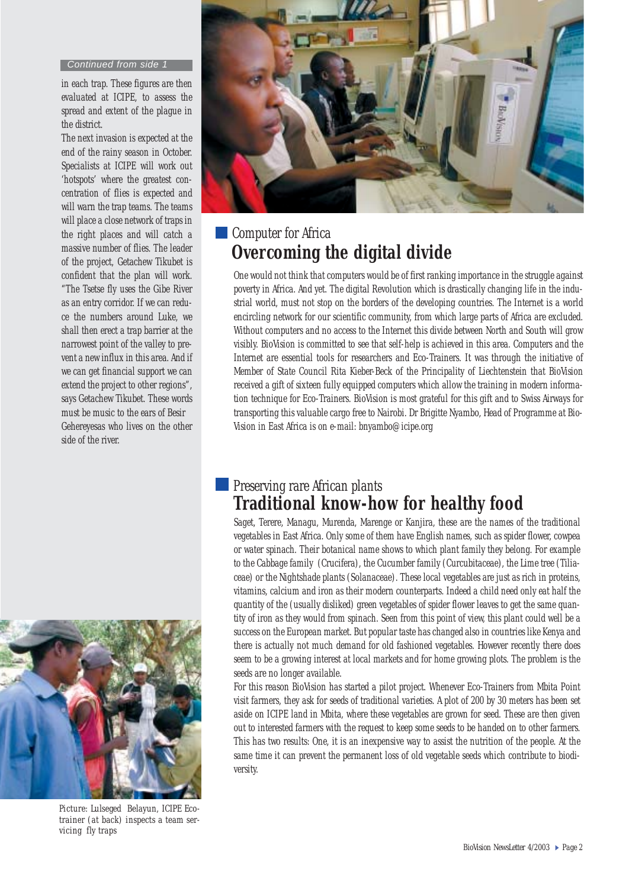*Continued from side 1*

in each trap. These figures are then evaluated at ICIPE, to assess the spread and extent of the plague in the district.

The next invasion is expected at the end of the rainy season in October. Specialists at ICIPE will work out 'hotspots' where the greatest concentration of flies is expected and will warn the trap teams. The teams will place a close network of traps in the right places and will catch a massive number of flies. The leader of the project, Getachew Tikubet is confident that the plan will work. "The Tsetse fly uses the Gibe River as an entry corridor. If we can reduce the numbers around Luke, we shall then erect a trap barrier at the narrowest point of the valley to prevent a new influx in this area. And if we can get financial support we can extend the project to other regions", says Getachew Tikubet. These words must be music to the ears of Besir Gehereyesas who lives on the other side of the river.

Picture: Lulseged Belayun, ICIPE Eco-trainer (at back) inspects a team servicing fly traps

Computer for Africa

## Overcoming the digital divide

One would not think that computers would be of first ranking importance in the struggle against poverty in Africa. And yet. The digital Revolution which is drastically changing life in the industrial world, must not stop on the borders of the developing countries. The Internet is a world encircling network for our scientific community, from which large parts of Africa are excluded. Without computers and no access to the Internet this divide between North and South will grow visibly. BioVision is committed to see that self-help is achieved in this area. Computers and the Internet are essential tools for researchers and Eco-Trainers. It was through the initiative of Member of State Council Rita Kieber-Beck of the Principality of Liechtenstein that BioVision received a gift of sixteen fully equipped computers which allow the training in modern information technique for Eco-Trainers. BioVision is most grateful for this gift and to Swiss Airways for transporting this valuable cargo free to Nairobi. Dr Brigitte Nyambo, Head of Programme at BioVision in East Africa is on e-mail: bnyambo@icipe.org

Preserving rare African plants

## Traditional know-how for healthy food

Saget, Terere, Managu, Murenda, Marenge or Kanjira, these are the names of the traditional vegetables in East Africa. Only some of them have English names, such as spider flower, cowpea or water spinach. Their botanical name shows to which plant family they belong. For example to the Cabbage family (Crucifera), the Cucumber family (Curcubitaceae), the Lime tree (Tiliaceae) or the Nightshade plants (Solanaceae). These local vegetables are just as rich in proteins, vitamins, calcium and iron as their modern counterparts. Indeed a child need only eat half the quantity of the (usually disliked) green vegetables of spider flower leaves to get the same quantity of iron as they would from spinach. Seen from this point of view, this plant could well be a success on the European market. But popular taste has changed also in countries like Kenya and there is actually not much demand for old fashioned vegetables. However recently there does seem to be a growing interest at local markets and for home growing plots. The problem is the seeds are no longer available.

For this reason BioVision has started a pilot project. Whenever Eco-Trainers from Mbita Point visit farmers, they ask for seeds of traditional varieties. A plot of 200 by 30 meters has been set aside on ICIPE land in Mbita, where these vegetables are grown for seed. These are then given out to interested farmers with the request to keep some seeds to be handed on to other farmers. This has two results: One, it is an inexpensive way to assist the nutrition of the people. At the same time it can prevent the permanent loss of old vegetable seeds which contribute to biodiversity.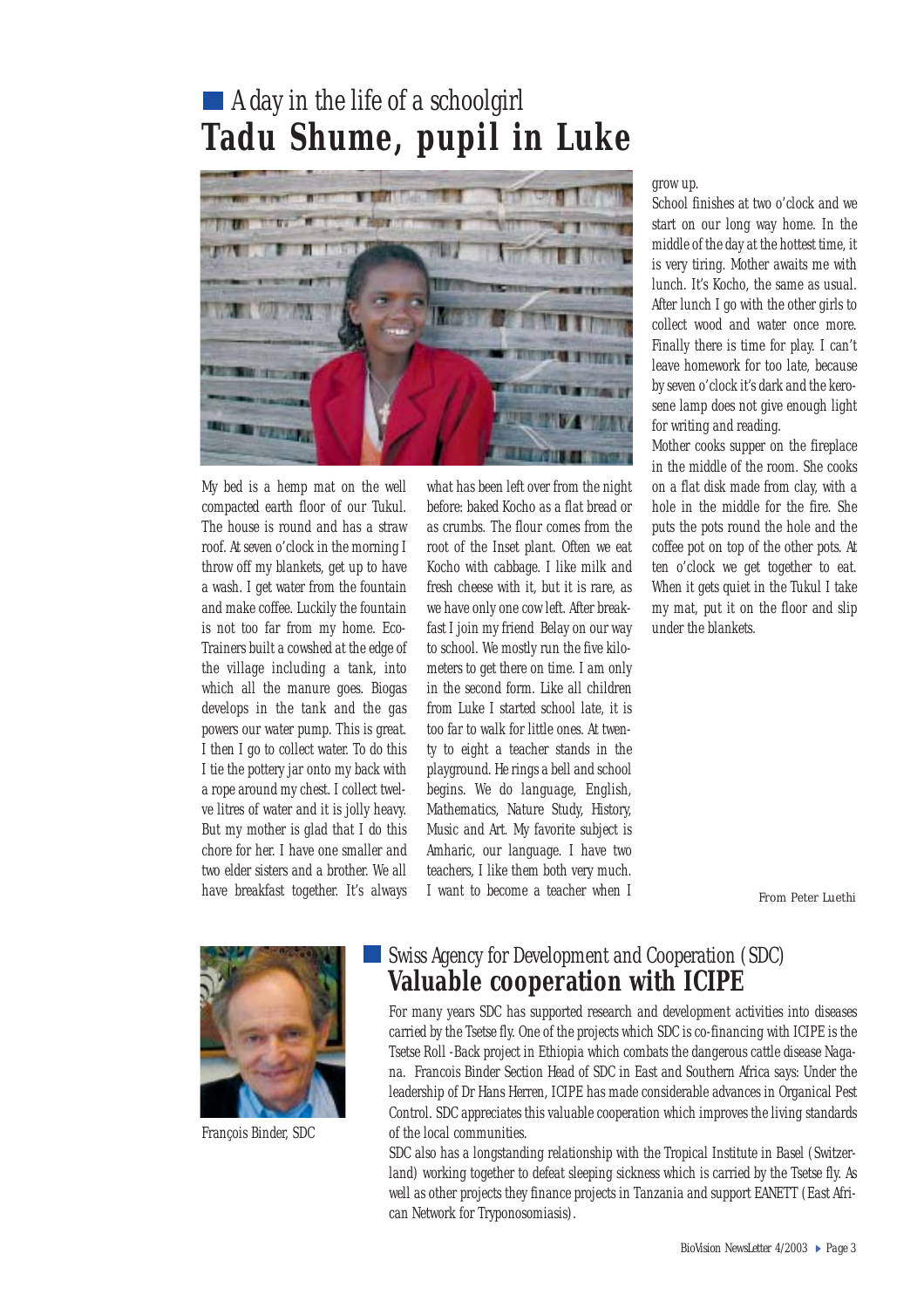## A day in the life of a schoolgirl
# Tadu Shume, pupil in Luke

My bed is a hemp mat on the well compacted earth floor of our Tukul. The house is round and has a straw roof. At seven o'clock in the morning I throw off my blankets, get up to have a wash. I get water from the fountain and make coffee. Luckily the fountain is not too far from my home. Eco-Trainers built a cowshed at the edge of the village including a tank, into which all the manure goes. Biogas develops in the tank and the gas powers our water pump. This is great. I then I go to collect water. To do this I tie the pottery jar onto my back with a rope around my chest. I collect twelve litres of water and it is jolly heavy. But my mother is glad that I do this chore for her. I have one smaller and two elder sisters and a brother. We all have breakfast together. It's always what has been left over from the night before: baked Kocho as a flat bread or as crumbs. The flour comes from the root of the Inset plant. Often we eat Kocho with cabbage. I like milk and fresh cheese with it, but it is rare, as we have only one cow left. After breakfast I join my friend Belay on our way to school. We mostly run the five kilometers to get there on time. I am only in the second form. Like all children from Luke I started school late, it is too far to walk for little ones. At twenty to eight a teacher stands in the playground. He rings a bell and school begins. We do language, English, Mathematics, Nature Study, History, Music and Art. My favorite subject is Amharic, our language. I have two teachers, I like them both very much. I want to become a teacher when I grow up.

School finishes at two o'clock and we start on our long way home. In the middle of the day at the hottest time, it is very tiring. Mother awaits me with lunch. It's Kocho, the same as usual. After lunch I go with the other girls to collect wood and water once more. Finally there is time for play. I can't leave homework for too late, because by seven o'clock it's dark and the kerosene lamp does not give enough light for writing and reading.

Mother cooks supper on the fireplace in the middle of the room. She cooks on a flat disk made from clay, with a hole in the middle for the fire. She puts the pots round the hole and the coffee pot on top of the other pots. At ten o'clock we get together to eat. When it gets quiet in the Tukul I take my mat, put it on the floor and slip under the blankets.

From Peter Luethi

## Swiss Agency for Development and Cooperation (SDC)
# Valuable cooperation with ICIPE

François Binder, SDC

For many years SDC has supported research and development activities into diseases carried by the Tsetse fly. One of the projects which SDC is co-financing with ICIPE is the Tsetse Roll -Back project in Ethiopia which combats the dangerous cattle disease Nagana. Francois Binder Section Head of SDC in East and Southern Africa says: Under the leadership of Dr Hans Herren, ICIPE has made considerable advances in Organical Pest Control. SDC appreciates this valuable cooperation which improves the living standards of the local communities.

SDC also has a longstanding relationship with the Tropical Institute in Basel (Switzerland) working together to defeat sleeping sickness which is carried by the Tsetse fly. As well as other projects they finance projects in Tanzania and support EANETT (East African Network for Tryponosomiasis).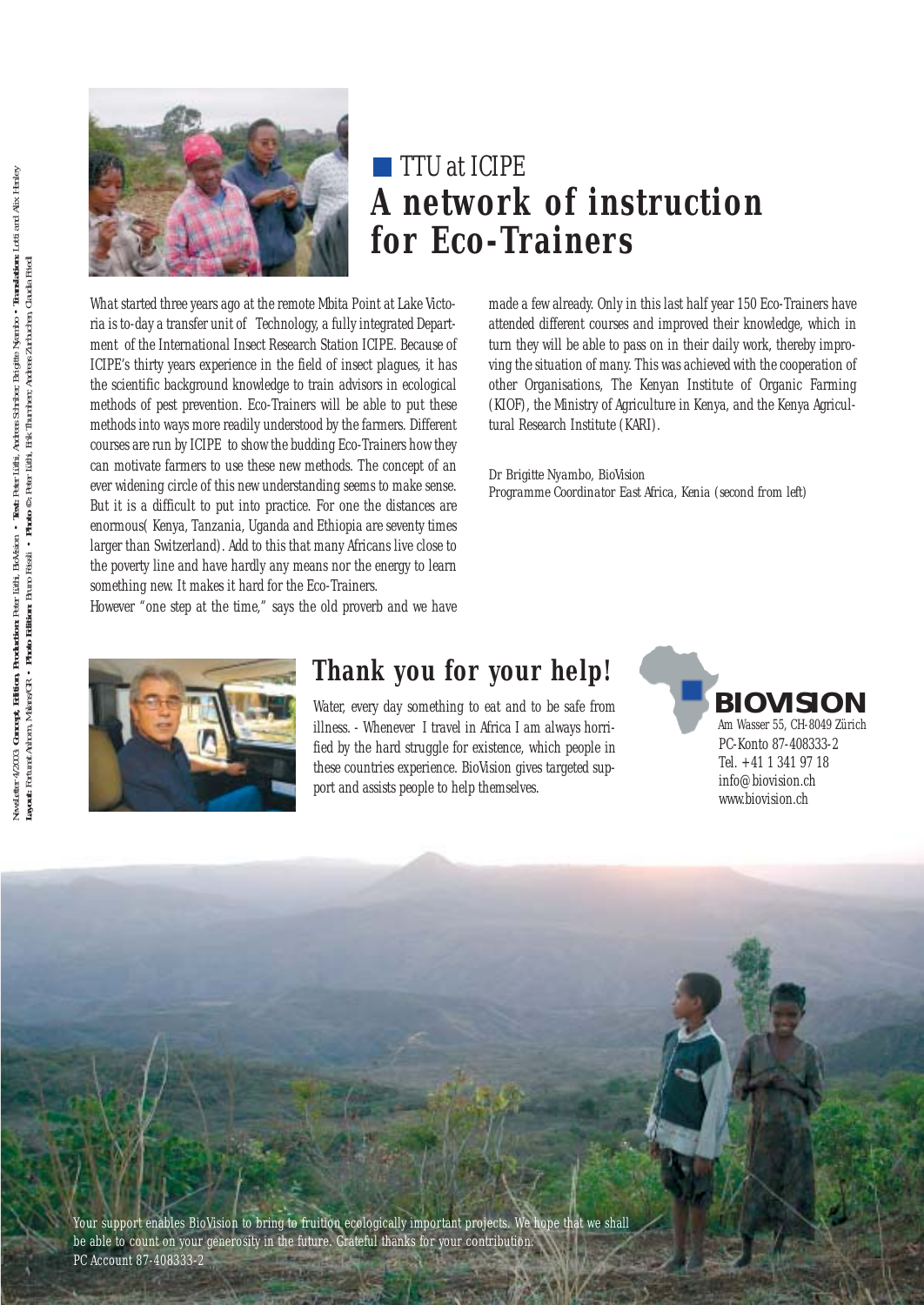## TTU at ICIPE

# A network of instruction for Eco-Trainers

*What started three years ago at the remote Mbita Point at Lake Victoria is to-day a transfer unit of Technology, a fully integrated Department of the International Insect Research Station ICIPE. Because of ICIPE's thirty years experience in the field of insect plagues, it has the scientific background knowledge to train advisors in ecological methods of pest prevention. Eco-Trainers will be able to put these methods into ways more readily understood by the farmers. Different courses are run by ICIPE to show the budding Eco-Trainers how they can motivate farmers to use these new methods. The concept of an ever widening circle of this new understanding seems to make sense. But it is a difficult to put into practice. For one the distances are enormous( Kenya, Tanzania, Uganda and Ethiopia are seventy times larger than Switzerland). Add to this that many Africans live close to the poverty line and have hardly any means nor the energy to learn something new. It makes it hard for the Eco-Trainers.*

*However "one step at the time," says the old proverb and we have made a few already. Only in this last half year 150 Eco-Trainers have attended different courses and improved their knowledge, which in turn they will be able to pass on in their daily work, thereby improving the situation of many. This was achieved with the cooperation of other Organisations, The Kenyan Institute of Organic Farming (KIOF), the Ministry of Agriculture in Kenya, and the Kenya Agricultural Research Institute (KARI).*

*Dr Brigitte Nyambo, BioVision*
*Programme Coordinator East Africa, Kenia (second from left)*

## Thank you for your help!

Water, every day something to eat and to be safe from illness. - Whenever I travel in Africa I am always horrified by the hard struggle for existence, which people in these countries experience. BioVision gives targeted support and assists people to help themselves.

**BIOVISION**
Am Wasser 55, CH-8049 Zürich
PC-Konto 87-408333-2
Tel. +41 1 341 97 18
info@biovision.ch
www.biovision.ch

Your support enables BioVision to bring to fruition ecologically important projects. We hope that we shall be able to count on your generosity in the future. Grateful thanks for your contribution.
PC Account 87-408333-2

Newsletter 4/2003 • **Concept, Edition, Production:** Peter Lüthi, BioVision • **Text:** Peter Lüthi, Andreas Schriber, Brigitte Nyambo • **Translation:** Lotti and Alex Henley
**Layout:** Fortunat Anhorn, Malans/GR • **Photo Edition:** Bruno Fässli • **Photo ©:** Peter Lüthi, Erik Thurnherr, Andreas Zurbuchen, Claudia Friedl